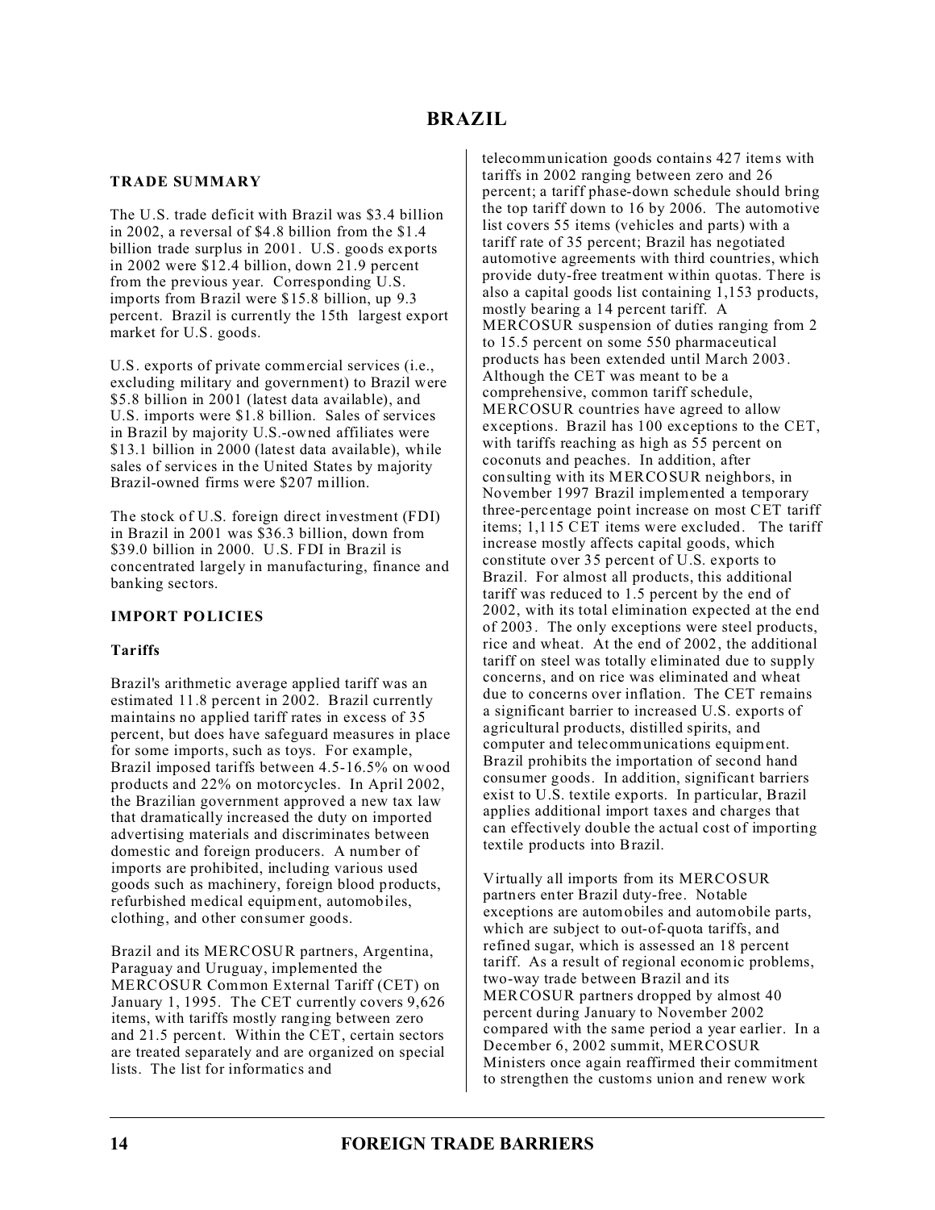# BRAZIL

## TRADE SUMMARY

The U.S. trade deficit with Brazil was $3.4 billion in 2002, a reversal of $4.8 billion from the $1.4 billion trade surplus in 2001. U.S. goods exports in 2002 were $12.4 billion, down 21.9 percent from the previous year. Corresponding U.S. imports from Brazil were $15.8 billion, up 9.3 percent. Brazil is currently the 15th largest export market for U.S. goods.

U.S. exports of private commercial services (i.e., excluding military and government) to Brazil were $5.8 billion in 2001 (latest data available), and U.S. imports were $1.8 billion. Sales of services in Brazil by majority U.S.-owned affiliates were $13.1 billion in 2000 (latest data available), while sales of services in the United States by majority Brazil-owned firms were $207 million.

The stock of U.S. foreign direct investment (FDI) in Brazil in 2001 was $36.3 billion, down from $39.0 billion in 2000. U.S. FDI in Brazil is concentrated largely in manufacturing, finance and banking sectors.

## IMPORT POLICIES

### Tariffs

Brazil's arithmetic average applied tariff was an estimated 11.8 percent in 2002. Brazil currently maintains no applied tariff rates in excess of 35 percent, but does have safeguard measures in place for some imports, such as toys. For example, Brazil imposed tariffs between 4.5-16.5% on wood products and 22% on motorcycles. In April 2002, the Brazilian government approved a new tax law that dramatically increased the duty on imported advertising materials and discriminates between domestic and foreign producers. A number of imports are prohibited, including various used goods such as machinery, foreign blood products, refurbished medical equipment, automobiles, clothing, and other consumer goods.

Brazil and its MERCOSUR partners, Argentina, Paraguay and Uruguay, implemented the MERCOSUR Common External Tariff (CET) on January 1, 1995. The CET currently covers 9,626 items, with tariffs mostly ranging between zero and 21.5 percent. Within the CET, certain sectors are treated separately and are organized on special lists. The list for informatics and telecommunication goods contains 427 items with tariffs in 2002 ranging between zero and 26 percent; a tariff phase-down schedule should bring the top tariff down to 16 by 2006. The automotive list covers 55 items (vehicles and parts) with a tariff rate of 35 percent; Brazil has negotiated automotive agreements with third countries, which provide duty-free treatment within quotas. There is also a capital goods list containing 1,153 products, mostly bearing a 14 percent tariff. A MERCOSUR suspension of duties ranging from 2 to 15.5 percent on some 550 pharmaceutical products has been extended until March 2003. Although the CET was meant to be a comprehensive, common tariff schedule, MERCOSUR countries have agreed to allow exceptions. Brazil has 100 exceptions to the CET, with tariffs reaching as high as 55 percent on coconuts and peaches. In addition, after consulting with its MERCOSUR neighbors, in November 1997 Brazil implemented a temporary three-percentage point increase on most CET tariff items; 1,115 CET items were excluded. The tariff increase mostly affects capital goods, which constitute over 35 percent of U.S. exports to Brazil. For almost all products, this additional tariff was reduced to 1.5 percent by the end of 2002, with its total elimination expected at the end of 2003. The only exceptions were steel products, rice and wheat. At the end of 2002, the additional tariff on steel was totally eliminated due to supply concerns, and on rice was eliminated and wheat due to concerns over inflation. The CET remains a significant barrier to increased U.S. exports of agricultural products, distilled spirits, and computer and telecommunications equipment. Brazil prohibits the importation of second hand consumer goods. In addition, significant barriers exist to U.S. textile exports. In particular, Brazil applies additional import taxes and charges that can effectively double the actual cost of importing textile products into Brazil.

Virtually all imports from its MERCOSUR partners enter Brazil duty-free. Notable exceptions are automobiles and automobile parts, which are subject to out-of-quota tariffs, and refined sugar, which is assessed an 18 percent tariff. As a result of regional economic problems, two-way trade between Brazil and its MERCOSUR partners dropped by almost 40 percent during January to November 2002 compared with the same period a year earlier. In a December 6, 2002 summit, MERCOSUR Ministers once again reaffirmed their commitment to strengthen the customs union and renew work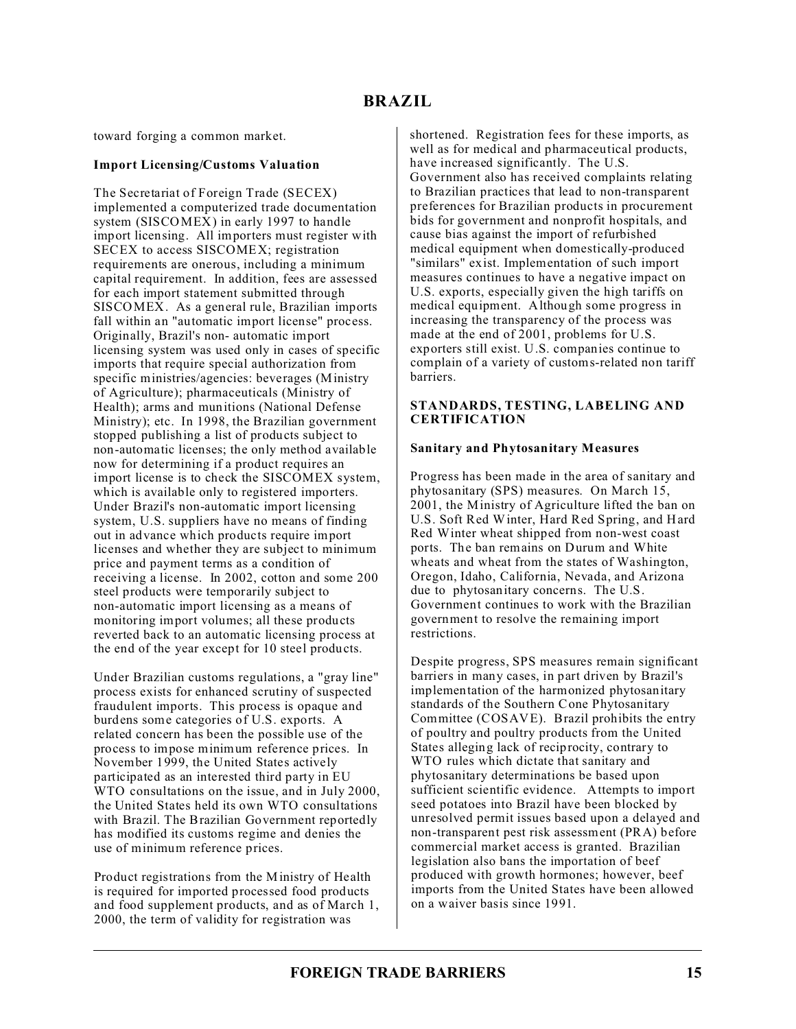toward forging a common market.

**Import Licensing/Customs Valuation**

The Secretariat of Foreign Trade (SECEX) implemented a computerized trade documentation system (SISCOMEX) in early 1997 to handle import licensing. All importers must register with SECEX to access SISCOMEX; registration requirements are onerous, including a minimum capital requirement. In addition, fees are assessed for each import statement submitted through SISCOMEX. As a general rule, Brazilian imports fall within an "automatic import license" process. Originally, Brazil's non- automatic import licensing system was used only in cases of specific imports that require special authorization from specific ministries/agencies: beverages (Ministry of Agriculture); pharmaceuticals (Ministry of Health); arms and munitions (National Defense Ministry); etc. In 1998, the Brazilian government stopped publishing a list of products subject to non-automatic licenses; the only method available now for determining if a product requires an import license is to check the SISCOMEX system, which is available only to registered importers. Under Brazil's non-automatic import licensing system, U.S. suppliers have no means of finding out in advance which products require import licenses and whether they are subject to minimum price and payment terms as a condition of receiving a license. In 2002, cotton and some 200 steel products were temporarily subject to non-automatic import licensing as a means of monitoring import volumes; all these products reverted back to an automatic licensing process at the end of the year except for 10 steel products.

Under Brazilian customs regulations, a "gray line" process exists for enhanced scrutiny of suspected fraudulent imports. This process is opaque and burdens some categories of U.S. exports. A related concern has been the possible use of the process to impose minimum reference prices. In November 1999, the United States actively participated as an interested third party in EU WTO consultations on the issue, and in July 2000, the United States held its own WTO consultations with Brazil. The Brazilian Government reportedly has modified its customs regime and denies the use of minimum reference prices.

Product registrations from the Ministry of Health is required for imported processed food products and food supplement products, and as of March 1, 2000, the term of validity for registration was shortened. Registration fees for these imports, as well as for medical and pharmaceutical products, have increased significantly. The U.S. Government also has received complaints relating to Brazilian practices that lead to non-transparent preferences for Brazilian products in procurement bids for government and nonprofit hospitals, and cause bias against the import of refurbished medical equipment when domestically-produced "similars" exist. Implementation of such import measures continues to have a negative impact on U.S. exports, especially given the high tariffs on medical equipment. Although some progress in increasing the transparency of the process was made at the end of 2001, problems for U.S. exporters still exist. U.S. companies continue to complain of a variety of customs-related non tariff barriers.

## STANDARDS, TESTING, LABELING AND CERTIFICATION

**Sanitary and Phytosanitary Measures**

Progress has been made in the area of sanitary and phytosanitary (SPS) measures. On March 15, 2001, the Ministry of Agriculture lifted the ban on U.S. Soft Red Winter, Hard Red Spring, and Hard Red Winter wheat shipped from non-west coast ports. The ban remains on Durum and White wheats and wheat from the states of Washington, Oregon, Idaho, California, Nevada, and Arizona due to phytosanitary concerns. The U.S. Government continues to work with the Brazilian government to resolve the remaining import restrictions.

Despite progress, SPS measures remain significant barriers in many cases, in part driven by Brazil's implementation of the harmonized phytosanitary standards of the Southern Cone Phytosanitary Committee (COSAVE). Brazil prohibits the entry of poultry and poultry products from the United States alleging lack of reciprocity, contrary to WTO rules which dictate that sanitary and phytosanitary determinations be based upon sufficient scientific evidence. Attempts to import seed potatoes into Brazil have been blocked by unresolved permit issues based upon a delayed and non-transparent pest risk assessment (PRA) before commercial market access is granted. Brazilian legislation also bans the importation of beef produced with growth hormones; however, beef imports from the United States have been allowed on a waiver basis since 1991.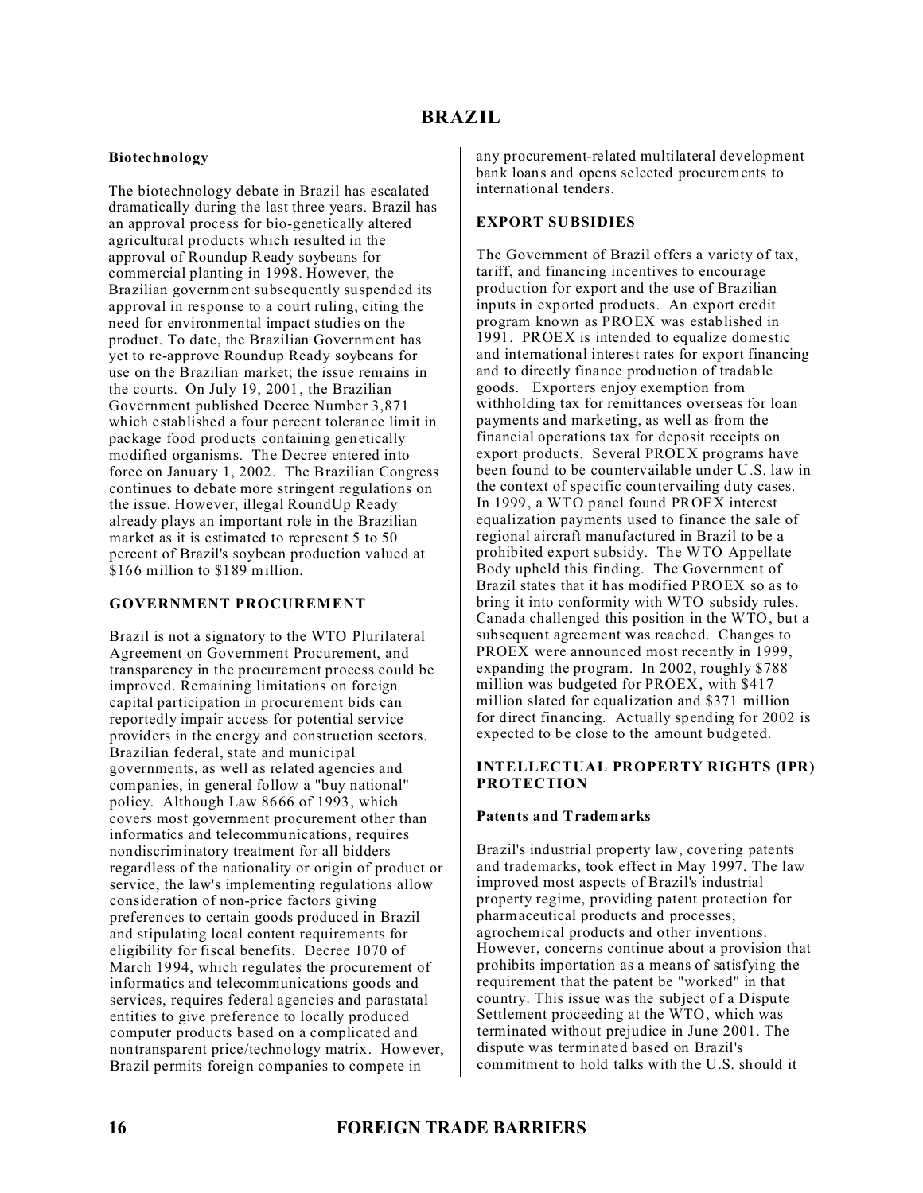# BRAZIL

### Biotechnology

The biotechnology debate in Brazil has escalated dramatically during the last three years. Brazil has an approval process for bio-genetically altered agricultural products which resulted in the approval of Roundup Ready soybeans for commercial planting in 1998. However, the Brazilian government subsequently suspended its approval in response to a court ruling, citing the need for environmental impact studies on the product. To date, the Brazilian Government has yet to re-approve Roundup Ready soybeans for use on the Brazilian market; the issue remains in the courts. On July 19, 2001, the Brazilian Government published Decree Number 3,871 which established a four percent tolerance limit in package food products containing genetically modified organisms. The Decree entered into force on January 1, 2002. The Brazilian Congress continues to debate more stringent regulations on the issue. However, illegal RoundUp Ready already plays an important role in the Brazilian market as it is estimated to represent 5 to 50 percent of Brazil's soybean production valued at $166 million to $189 million.

## GOVERNMENT PROCUREMENT

Brazil is not a signatory to the WTO Plurilateral Agreement on Government Procurement, and transparency in the procurement process could be improved. Remaining limitations on foreign capital participation in procurement bids can reportedly impair access for potential service providers in the energy and construction sectors. Brazilian federal, state and municipal governments, as well as related agencies and companies, in general follow a "buy national" policy. Although Law 8666 of 1993, which covers most government procurement other than informatics and telecommunications, requires nondiscriminatory treatment for all bidders regardless of the nationality or origin of product or service, the law's implementing regulations allow consideration of non-price factors giving preferences to certain goods produced in Brazil and stipulating local content requirements for eligibility for fiscal benefits. Decree 1070 of March 1994, which regulates the procurement of informatics and telecommunications goods and services, requires federal agencies and parastatal entities to give preference to locally produced computer products based on a complicated and nontransparent price/technology matrix. However, Brazil permits foreign companies to compete in any procurement-related multilateral development bank loans and opens selected procurements to international tenders.

## EXPORT SUBSIDIES

The Government of Brazil offers a variety of tax, tariff, and financing incentives to encourage production for export and the use of Brazilian inputs in exported products. An export credit program known as PROEX was established in 1991. PROEX is intended to equalize domestic and international interest rates for export financing and to directly finance production of tradable goods. Exporters enjoy exemption from withholding tax for remittances overseas for loan payments and marketing, as well as from the financial operations tax for deposit receipts on export products. Several PROEX programs have been found to be countervailable under U.S. law in the context of specific countervailing duty cases. In 1999, a WTO panel found PROEX interest equalization payments used to finance the sale of regional aircraft manufactured in Brazil to be a prohibited export subsidy. The WTO Appellate Body upheld this finding. The Government of Brazil states that it has modified PROEX so as to bring it into conformity with WTO subsidy rules. Canada challenged this position in the WTO, but a subsequent agreement was reached. Changes to PROEX were announced most recently in 1999, expanding the program. In 2002, roughly $788 million was budgeted for PROEX, with $417 million slated for equalization and $371 million for direct financing. Actually spending for 2002 is expected to be close to the amount budgeted.

## INTELLECTUAL PROPERTY RIGHTS (IPR) PROTECTION

### Patents and Trademarks

Brazil's industrial property law, covering patents and trademarks, took effect in May 1997. The law improved most aspects of Brazil's industrial property regime, providing patent protection for pharmaceutical products and processes, agrochemical products and other inventions. However, concerns continue about a provision that prohibits importation as a means of satisfying the requirement that the patent be "worked" in that country. This issue was the subject of a Dispute Settlement proceeding at the WTO, which was terminated without prejudice in June 2001. The dispute was terminated based on Brazil's commitment to hold talks with the U.S. should it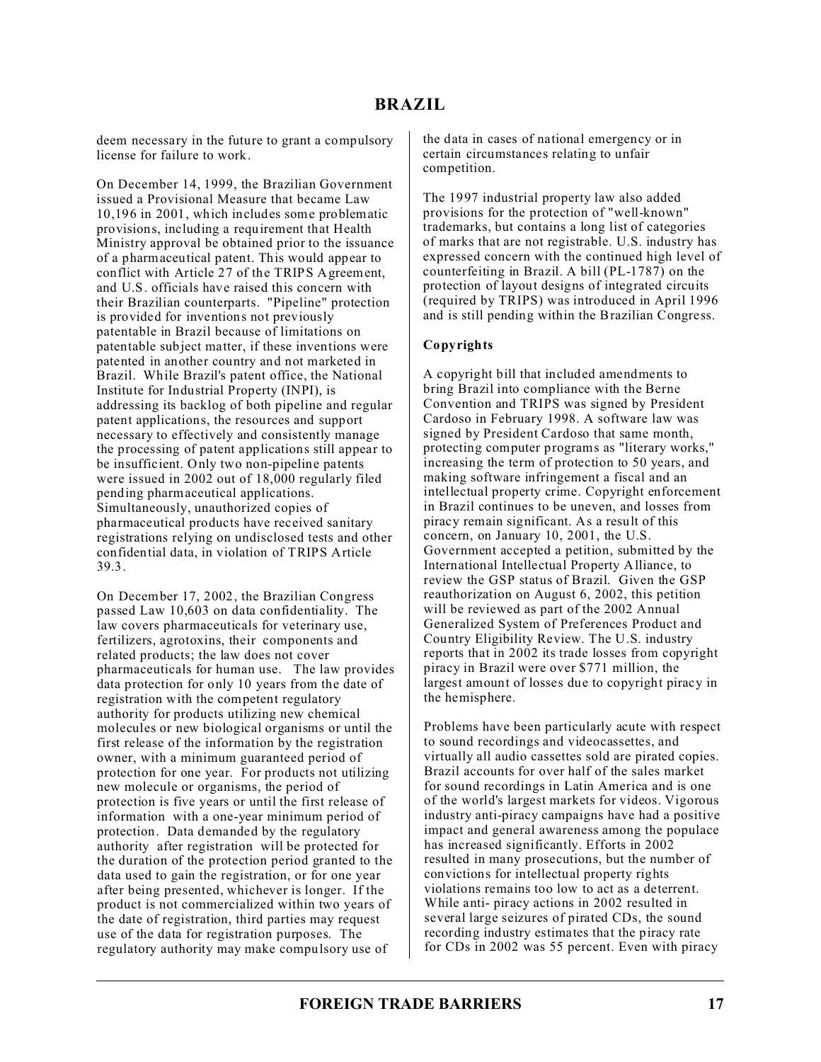deem necessary in the future to grant a compulsory license for failure to work.

On December 14, 1999, the Brazilian Government issued a Provisional Measure that became Law 10,196 in 2001, which includes some problematic provisions, including a requirement that Health Ministry approval be obtained prior to the issuance of a pharmaceutical patent. This would appear to conflict with Article 27 of the TRIPS Agreement, and U.S. officials have raised this concern with their Brazilian counterparts. "Pipeline" protection is provided for inventions not previously patentable in Brazil because of limitations on patentable subject matter, if these inventions were patented in another country and not marketed in Brazil. While Brazil's patent office, the National Institute for Industrial Property (INPI), is addressing its backlog of both pipeline and regular patent applications, the resources and support necessary to effectively and consistently manage the processing of patent applications still appear to be insufficient. Only two non-pipeline patents were issued in 2002 out of 18,000 regularly filed pending pharmaceutical applications. Simultaneously, unauthorized copies of pharmaceutical products have received sanitary registrations relying on undisclosed tests and other confidential data, in violation of TRIPS Article 39.3.

On December 17, 2002, the Brazilian Congress passed Law 10,603 on data confidentiality. The law covers pharmaceuticals for veterinary use, fertilizers, agrotoxins, their components and related products; the law does not cover pharmaceuticals for human use. The law provides data protection for only 10 years from the date of registration with the competent regulatory authority for products utilizing new chemical molecules or new biological organisms or until the first release of the information by the registration owner, with a minimum guaranteed period of protection for one year. For products not utilizing new molecule or organisms, the period of protection is five years or until the first release of information with a one-year minimum period of protection. Data demanded by the regulatory authority after registration will be protected for the duration of the protection period granted to the data used to gain the registration, or for one year after being presented, whichever is longer. If the product is not commercialized within two years of the date of registration, third parties may request use of the data for registration purposes. The regulatory authority may make compulsory use of the data in cases of national emergency or in certain circumstances relating to unfair competition.

The 1997 industrial property law also added provisions for the protection of "well-known" trademarks, but contains a long list of categories of marks that are not registrable. U.S. industry has expressed concern with the continued high level of counterfeiting in Brazil. A bill (PL-1787) on the protection of layout designs of integrated circuits (required by TRIPS) was introduced in April 1996 and is still pending within the Brazilian Congress.

**Copyrights**

A copyright bill that included amendments to bring Brazil into compliance with the Berne Convention and TRIPS was signed by President Cardoso in February 1998. A software law was signed by President Cardoso that same month, protecting computer programs as "literary works," increasing the term of protection to 50 years, and making software infringement a fiscal and an intellectual property crime. Copyright enforcement in Brazil continues to be uneven, and losses from piracy remain significant. As a result of this concern, on January 10, 2001, the U.S. Government accepted a petition, submitted by the International Intellectual Property Alliance, to review the GSP status of Brazil. Given the GSP reauthorization on August 6, 2002, this petition will be reviewed as part of the 2002 Annual Generalized System of Preferences Product and Country Eligibility Review. The U.S. industry reports that in 2002 its trade losses from copyright piracy in Brazil were over $771 million, the largest amount of losses due to copyright piracy in the hemisphere.

Problems have been particularly acute with respect to sound recordings and videocassettes, and virtually all audio cassettes sold are pirated copies. Brazil accounts for over half of the sales market for sound recordings in Latin America and is one of the world's largest markets for videos. Vigorous industry anti-piracy campaigns have had a positive impact and general awareness among the populace has increased significantly. Efforts in 2002 resulted in many prosecutions, but the number of convictions for intellectual property rights violations remains too low to act as a deterrent. While anti- piracy actions in 2002 resulted in several large seizures of pirated CDs, the sound recording industry estimates that the piracy rate for CDs in 2002 was 55 percent. Even with piracy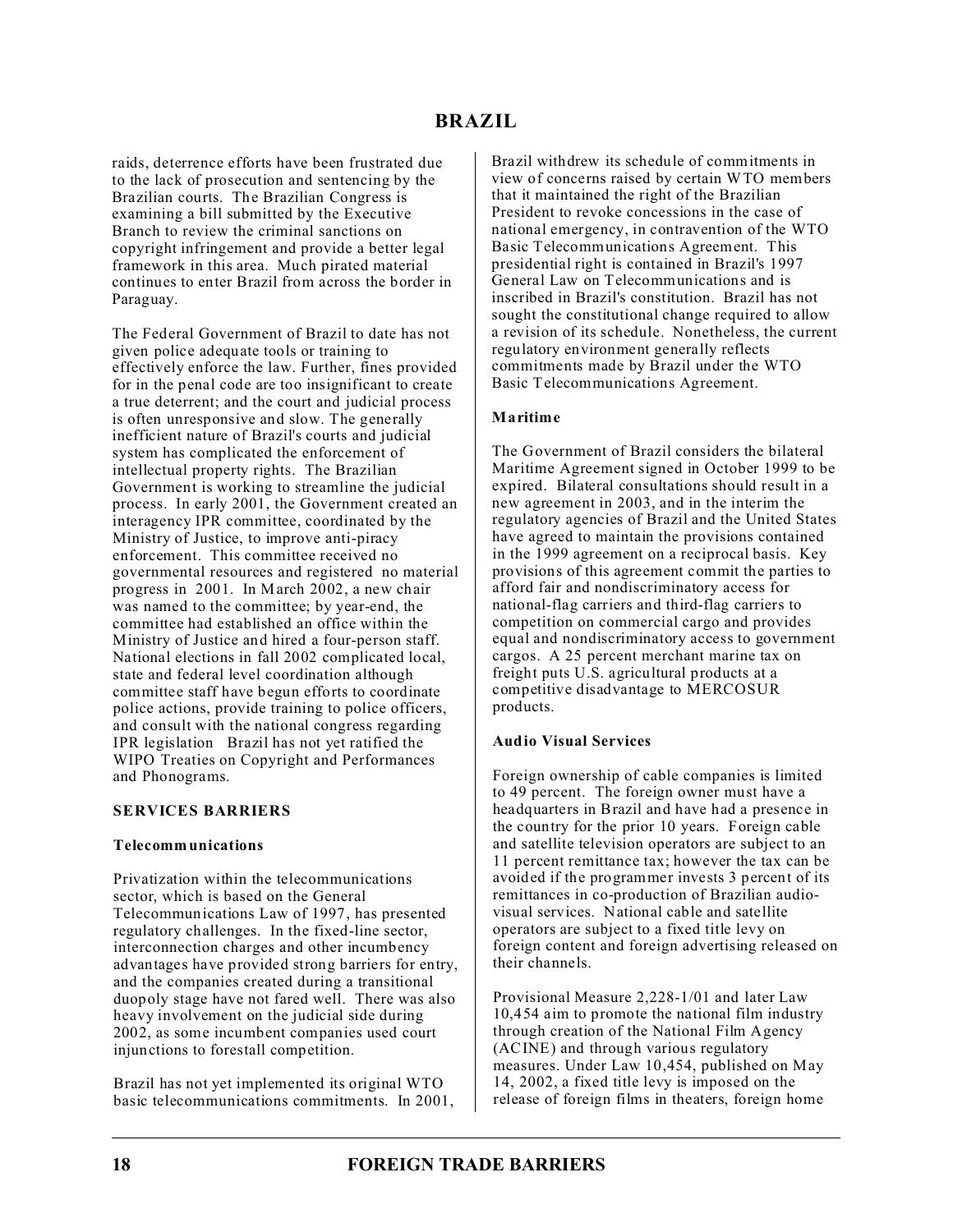raids, deterrence efforts have been frustrated due to the lack of prosecution and sentencing by the Brazilian courts. The Brazilian Congress is examining a bill submitted by the Executive Branch to review the criminal sanctions on copyright infringement and provide a better legal framework in this area. Much pirated material continues to enter Brazil from across the border in Paraguay.

The Federal Government of Brazil to date has not given police adequate tools or training to effectively enforce the law. Further, fines provided for in the penal code are too insignificant to create a true deterrent; and the court and judicial process is often unresponsive and slow. The generally inefficient nature of Brazil's courts and judicial system has complicated the enforcement of intellectual property rights. The Brazilian Government is working to streamline the judicial process. In early 2001, the Government created an interagency IPR committee, coordinated by the Ministry of Justice, to improve anti-piracy enforcement. This committee received no governmental resources and registered no material progress in 2001. In March 2002, a new chair was named to the committee; by year-end, the committee had established an office within the Ministry of Justice and hired a four-person staff. National elections in fall 2002 complicated local, state and federal level coordination although committee staff have begun efforts to coordinate police actions, provide training to police officers, and consult with the national congress regarding IPR legislation Brazil has not yet ratified the WIPO Treaties on Copyright and Performances and Phonograms.

### SERVICES BARRIERS

#### Telecommunications

Privatization within the telecommunications sector, which is based on the General Telecommunications Law of 1997, has presented regulatory challenges. In the fixed-line sector, interconnection charges and other incumbency advantages have provided strong barriers for entry, and the companies created during a transitional duopoly stage have not fared well. There was also heavy involvement on the judicial side during 2002, as some incumbent companies used court injunctions to forestall competition.

Brazil has not yet implemented its original WTO basic telecommunications commitments. In 2001, Brazil withdrew its schedule of commitments in view of concerns raised by certain WTO members that it maintained the right of the Brazilian President to revoke concessions in the case of national emergency, in contravention of the WTO Basic Telecommunications Agreement. This presidential right is contained in Brazil's 1997 General Law on Telecommunications and is inscribed in Brazil's constitution. Brazil has not sought the constitutional change required to allow a revision of its schedule. Nonetheless, the current regulatory environment generally reflects commitments made by Brazil under the WTO Basic Telecommunications Agreement.

#### Maritime

The Government of Brazil considers the bilateral Maritime Agreement signed in October 1999 to be expired. Bilateral consultations should result in a new agreement in 2003, and in the interim the regulatory agencies of Brazil and the United States have agreed to maintain the provisions contained in the 1999 agreement on a reciprocal basis. Key provisions of this agreement commit the parties to afford fair and nondiscriminatory access for national-flag carriers and third-flag carriers to competition on commercial cargo and provides equal and nondiscriminatory access to government cargos. A 25 percent merchant marine tax on freight puts U.S. agricultural products at a competitive disadvantage to MERCOSUR products.

#### Audio Visual Services

Foreign ownership of cable companies is limited to 49 percent. The foreign owner must have a headquarters in Brazil and have had a presence in the country for the prior 10 years. Foreign cable and satellite television operators are subject to an 11 percent remittance tax; however the tax can be avoided if the programmer invests 3 percent of its remittances in co-production of Brazilian audio-visual services. National cable and satellite operators are subject to a fixed title levy on foreign content and foreign advertising released on their channels.

Provisional Measure 2,228-1/01 and later Law 10,454 aim to promote the national film industry through creation of the National Film Agency (ACINE) and through various regulatory measures. Under Law 10,454, published on May 14, 2002, a fixed title levy is imposed on the release of foreign films in theaters, foreign home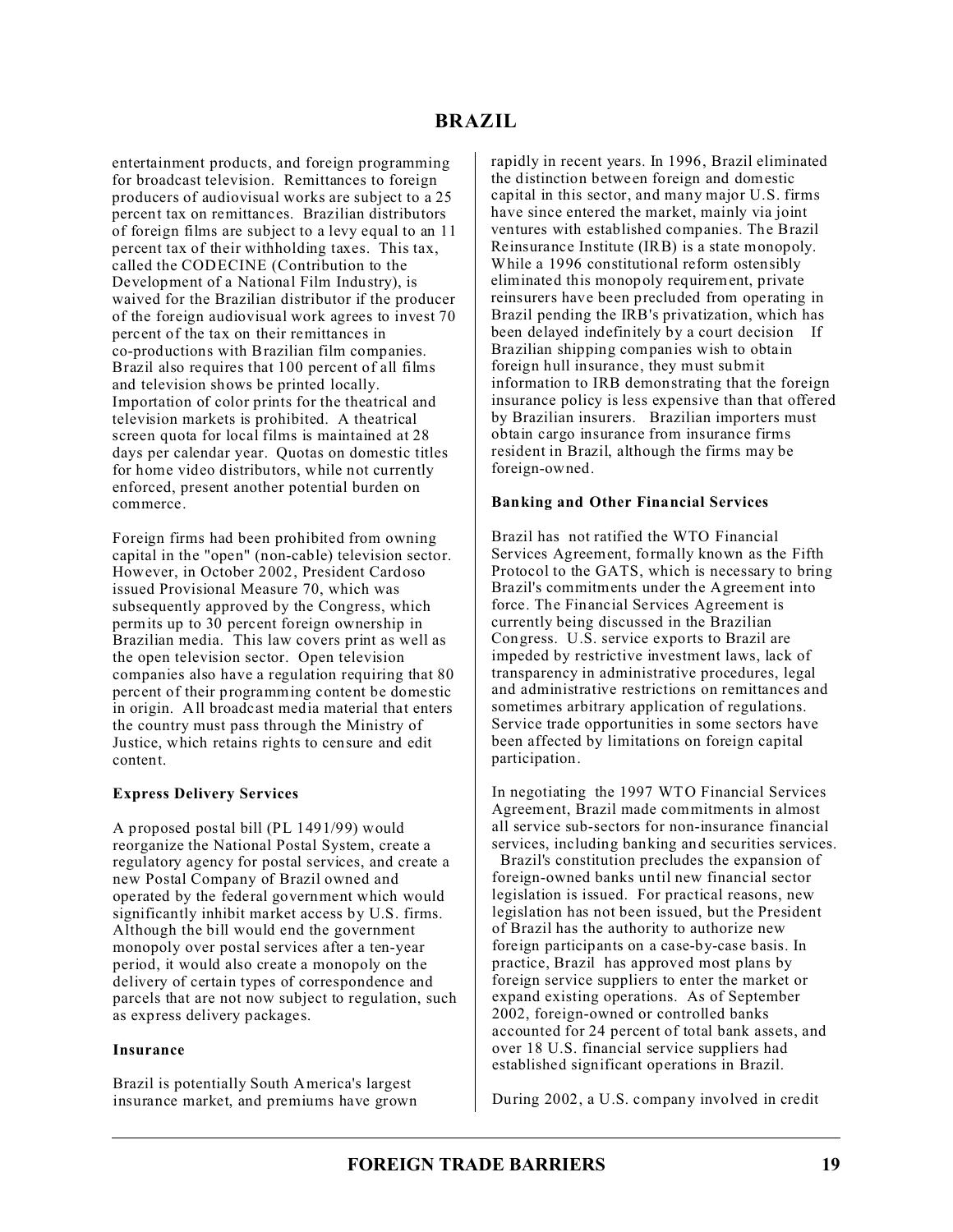entertainment products, and foreign programming for broadcast television. Remittances to foreign producers of audiovisual works are subject to a 25 percent tax on remittances. Brazilian distributors of foreign films are subject to a levy equal to an 11 percent tax of their withholding taxes. This tax, called the CODECINE (Contribution to the Development of a National Film Industry), is waived for the Brazilian distributor if the producer of the foreign audiovisual work agrees to invest 70 percent of the tax on their remittances in co-productions with Brazilian film companies. Brazil also requires that 100 percent of all films and television shows be printed locally. Importation of color prints for the theatrical and television markets is prohibited. A theatrical screen quota for local films is maintained at 28 days per calendar year. Quotas on domestic titles for home video distributors, while not currently enforced, present another potential burden on commerce.

Foreign firms had been prohibited from owning capital in the "open" (non-cable) television sector. However, in October 2002, President Cardoso issued Provisional Measure 70, which was subsequently approved by the Congress, which permits up to 30 percent foreign ownership in Brazilian media. This law covers print as well as the open television sector. Open television companies also have a regulation requiring that 80 percent of their programming content be domestic in origin. All broadcast media material that enters the country must pass through the Ministry of Justice, which retains rights to censure and edit content.

**Express Delivery Services**

A proposed postal bill (PL 1491/99) would reorganize the National Postal System, create a regulatory agency for postal services, and create a new Postal Company of Brazil owned and operated by the federal government which would significantly inhibit market access by U.S. firms. Although the bill would end the government monopoly over postal services after a ten-year period, it would also create a monopoly on the delivery of certain types of correspondence and parcels that are not now subject to regulation, such as express delivery packages.

**Insurance**

Brazil is potentially South America's largest insurance market, and premiums have grown rapidly in recent years. In 1996, Brazil eliminated the distinction between foreign and domestic capital in this sector, and many major U.S. firms have since entered the market, mainly via joint ventures with established companies. The Brazil Reinsurance Institute (IRB) is a state monopoly. While a 1996 constitutional reform ostensibly eliminated this monopoly requirement, private reinsurers have been precluded from operating in Brazil pending the IRB's privatization, which has been delayed indefinitely by a court decision If Brazilian shipping companies wish to obtain foreign hull insurance, they must submit information to IRB demonstrating that the foreign insurance policy is less expensive than that offered by Brazilian insurers. Brazilian importers must obtain cargo insurance from insurance firms resident in Brazil, although the firms may be foreign-owned.

**Banking and Other Financial Services**

Brazil has not ratified the WTO Financial Services Agreement, formally known as the Fifth Protocol to the GATS, which is necessary to bring Brazil's commitments under the Agreement into force. The Financial Services Agreement is currently being discussed in the Brazilian Congress. U.S. service exports to Brazil are impeded by restrictive investment laws, lack of transparency in administrative procedures, legal and administrative restrictions on remittances and sometimes arbitrary application of regulations. Service trade opportunities in some sectors have been affected by limitations on foreign capital participation.

In negotiating the 1997 WTO Financial Services Agreement, Brazil made commitments in almost all service sub-sectors for non-insurance financial services, including banking and securities services. Brazil's constitution precludes the expansion of foreign-owned banks until new financial sector legislation is issued. For practical reasons, new legislation has not been issued, but the President of Brazil has the authority to authorize new foreign participants on a case-by-case basis. In practice, Brazil has approved most plans by foreign service suppliers to enter the market or expand existing operations. As of September 2002, foreign-owned or controlled banks accounted for 24 percent of total bank assets, and over 18 U.S. financial service suppliers had established significant operations in Brazil.

During 2002, a U.S. company involved in credit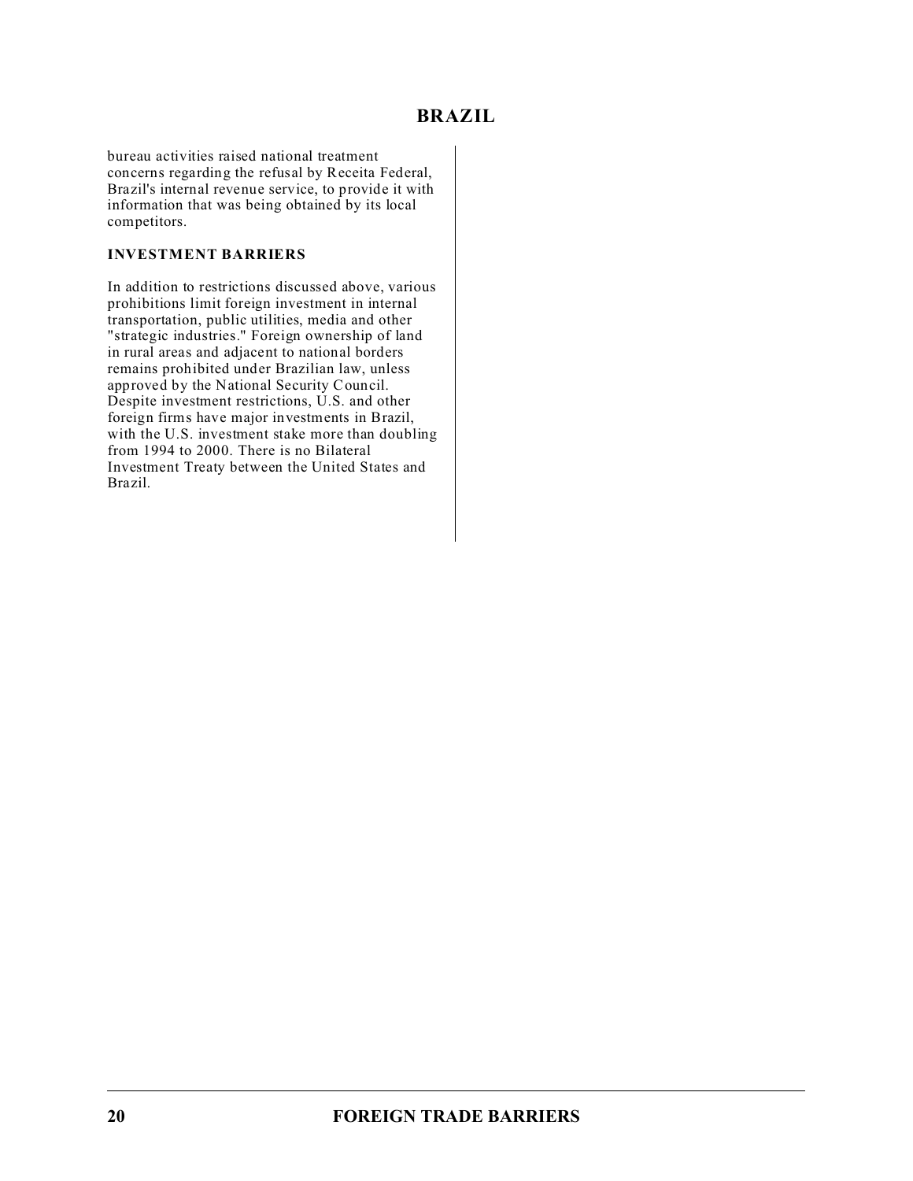bureau activities raised national treatment concerns regarding the refusal by Receita Federal, Brazil's internal revenue service, to provide it with information that was being obtained by its local competitors.

### INVESTMENT BARRIERS

In addition to restrictions discussed above, various prohibitions limit foreign investment in internal transportation, public utilities, media and other "strategic industries." Foreign ownership of land in rural areas and adjacent to national borders remains prohibited under Brazilian law, unless approved by the National Security Council. Despite investment restrictions, U.S. and other foreign firms have major investments in Brazil, with the U.S. investment stake more than doubling from 1994 to 2000. There is no Bilateral Investment Treaty between the United States and Brazil.